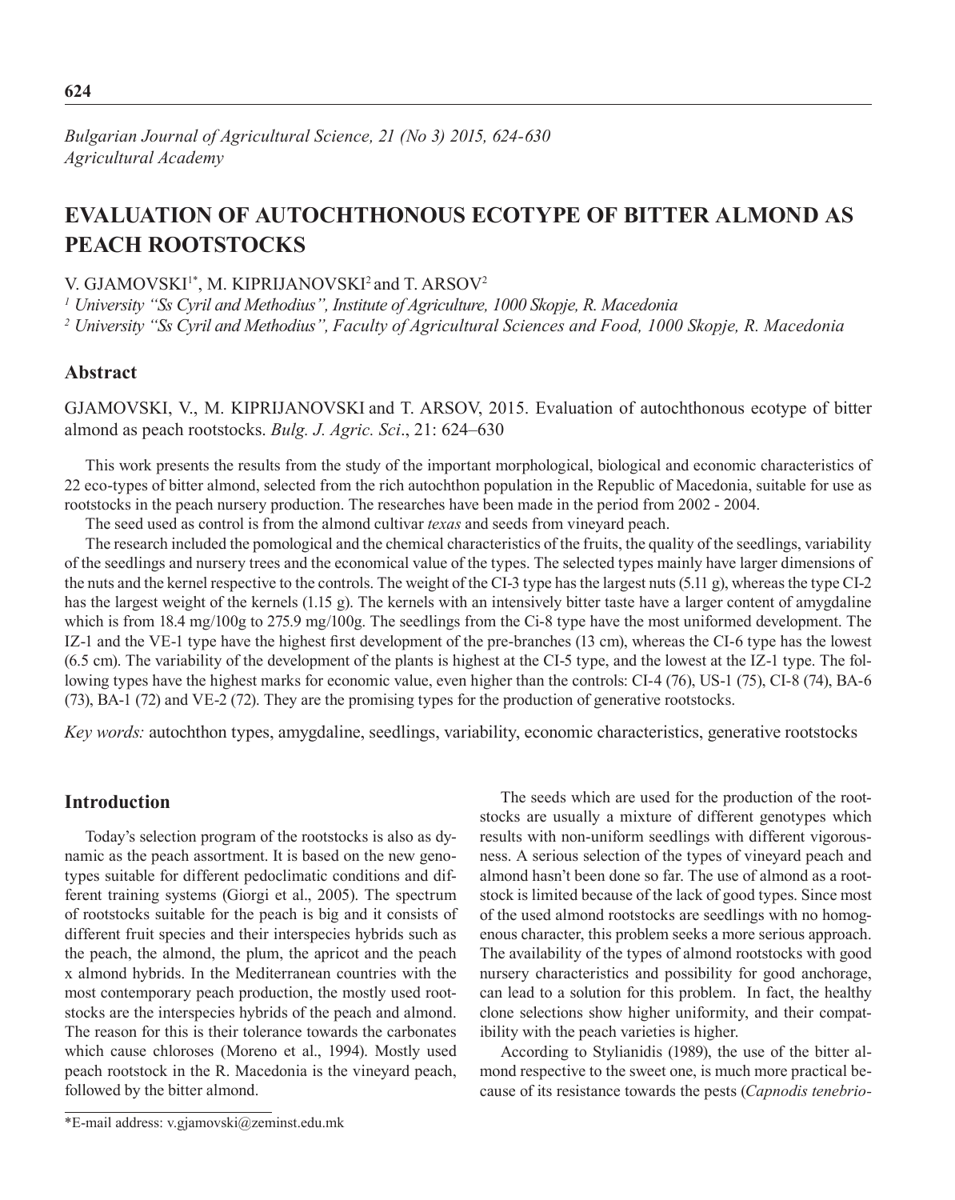# EVALUATION OF AUTOCHTHONOUS ECOTYPE OF BITTER ALMOND AS PEACH ROOTSTOCKS

V. GJAMOVSKI[1*], M. KIPRIJANOVSKI[2] and T. ARSOV[2]

[1] *University "Ss Cyril and Methodius", Institute of Agriculture, 1000 Skopje, R. Macedonia*

[2] *University "Ss Cyril and Methodius", Faculty of Agricultural Sciences and Food, 1000 Skopje, R. Macedonia*

## Abstract

GJAMOVSKI, V., M. KIPRIJANOVSKI and T. ARSOV, 2015. Evaluation of autochthonous ecotype of bitter almond as peach rootstocks. *Bulg. J. Agric. Sci*., 21: 624–630

This work presents the results from the study of the important morphological, biological and economic characteristics of 22 eco-types of bitter almond, selected from the rich autochthon population in the Republic of Macedonia, suitable for use as rootstocks in the peach nursery production. The researches have been made in the period from 2002 - 2004.

The seed used as control is from the almond cultivar *texas* and seeds from vineyard peach.

The research included the pomological and the chemical characteristics of the fruits, the quality of the seedlings, variability of the seedlings and nursery trees and the economical value of the types. The selected types mainly have larger dimensions of the nuts and the kernel respective to the controls. The weight of the CI-3 type has the largest nuts (5.11 g), whereas the type CI-2 has the largest weight of the kernels (1.15 g). The kernels with an intensively bitter taste have a larger content of amygdaline which is from 18.4 mg/100g to 275.9 mg/100g. The seedlings from the Ci-8 type have the most uniformed development. The IZ-1 and the VE-1 type have the highest first development of the pre-branches (13 cm), whereas the CI-6 type has the lowest (6.5 cm). The variability of the development of the plants is highest at the CI-5 type, and the lowest at the IZ-1 type. The following types have the highest marks for economic value, even higher than the controls: CI-4 (76), US-1 (75), CI-8 (74), BA-6 (73), BA-1 (72) and VE-2 (72). They are the promising types for the production of generative rootstocks.

*Key words:* autochthon types, amygdaline, seedlings, variability, economic characteristics, generative rootstocks

## Introduction

Today's selection program of the rootstocks is also as dynamic as the peach assortment. It is based on the new genotypes suitable for different pedoclimatic conditions and different training systems (Giorgi et al., 2005). The spectrum of rootstocks suitable for the peach is big and it consists of different fruit species and their interspecies hybrids such as the peach, the almond, the plum, the apricot and the peach x almond hybrids. In the Mediterranean countries with the most contemporary peach production, the mostly used rootstocks are the interspecies hybrids of the peach and almond. The reason for this is their tolerance towards the carbonates which cause chloroses (Moreno et al., 1994). Mostly used peach rootstock in the R. Macedonia is the vineyard peach, followed by the bitter almond.

The seeds which are used for the production of the rootstocks are usually a mixture of different genotypes which results with non-uniform seedlings with different vigorousness. A serious selection of the types of vineyard peach and almond hasn't been done so far. The use of almond as a rootstock is limited because of the lack of good types. Since most of the used almond rootstocks are seedlings with no homogenous character, this problem seeks a more serious approach. The availability of the types of almond rootstocks with good nursery characteristics and possibility for good anchorage, can lead to a solution for this problem. In fact, the healthy clone selections show higher uniformity, and their compatibility with the peach varieties is higher.

According to Stylianidis (1989), the use of the bitter almond respective to the sweet one, is much more practical because of its resistance towards the pests (*Capnodis tenebrio-*

*E-mail address: v.gjamovski@zeminst.edu.mk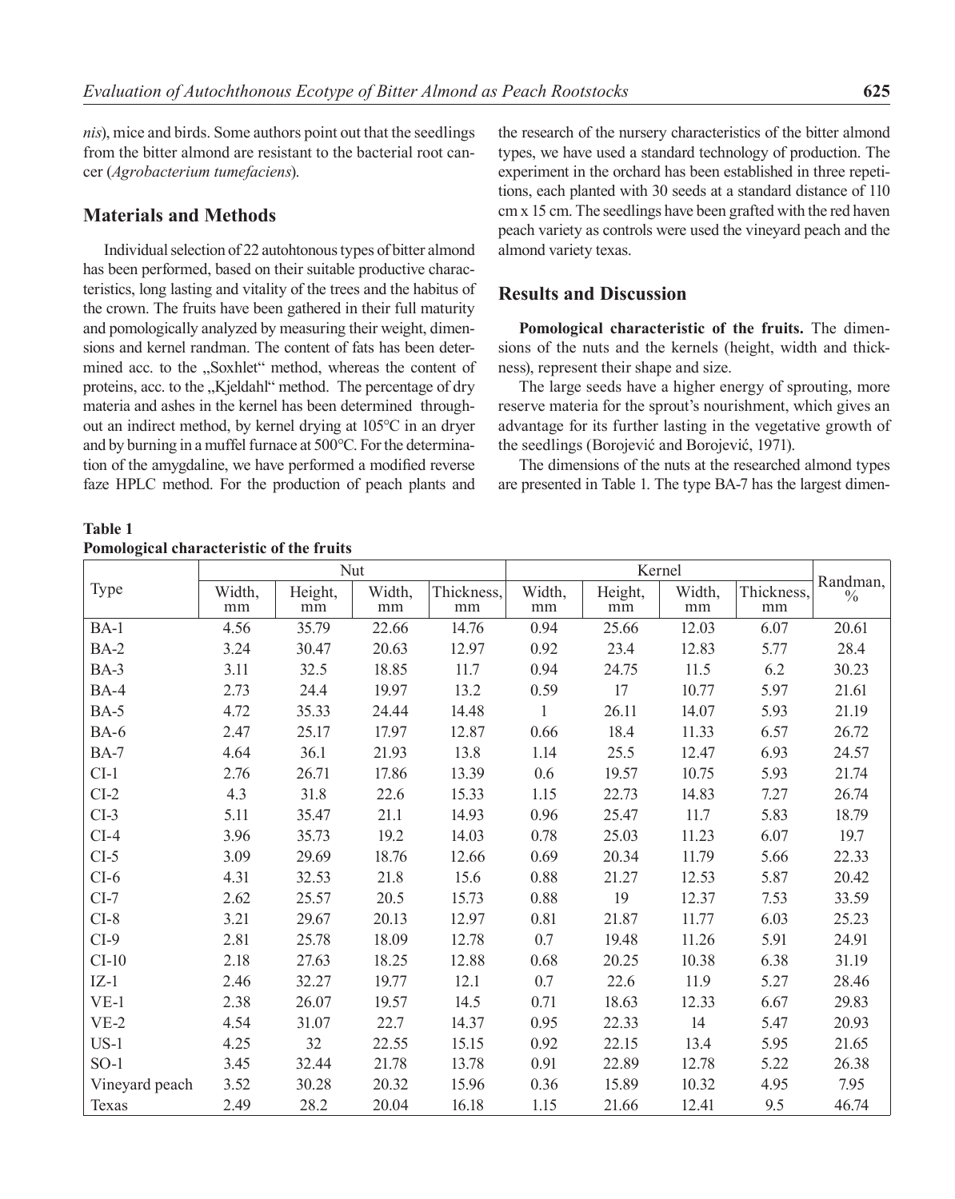*nis*), mice and birds. Some authors point out that the seedlings from the bitter almond are resistant to the bacterial root cancer (*Agrobacterium tumefaciens*).

## Materials and Methods

Individual selection of 22 autohtonous types of bitter almond has been performed, based on their suitable productive characteristics, long lasting and vitality of the trees and the habitus of the crown. The fruits have been gathered in their full maturity and pomologically analyzed by measuring their weight, dimensions and kernel randman. The content of fats has been determined acc. to the „Soxhlet" method, whereas the content of proteins, acc. to the „Kjeldahl" method. The percentage of dry materia and ashes in the kernel has been determined throughout an indirect method, by kernel drying at 105°C in an dryer and by burning in a muffel furnace at 500°C. For the determination of the amygdaline, we have performed a modified reverse faze HPLC method. For the production of peach plants and the research of the nursery characteristics of the bitter almond types, we have used a standard technology of production. The experiment in the orchard has been established in three repetitions, each planted with 30 seeds at a standard distance of 110 cm x 15 cm. The seedlings have been grafted with the red haven peach variety as controls were used the vineyard peach and the almond variety texas.

## Results and Discussion

**Pomological characteristic of the fruits.** The dimensions of the nuts and the kernels (height, width and thickness), represent their shape and size.

The large seeds have a higher energy of sprouting, more reserve materia for the sprout's nourishment, which gives an advantage for its further lasting in the vegetative growth of the seedlings (Borojević and Borojević, 1971).

The dimensions of the nuts at the researched almond types are presented in Table 1. The type BA-7 has the largest dimen-

**Table 1**
**Pomological characteristic of the fruits**

| Type | Nut | | | | Kernel | | | | Randman, % |
|---|---|---|---|---|---|---|---|---|---|
| | Width, mm | Height, mm | Width, mm | Thickness, mm | Width, mm | Height, mm | Width, mm | Thickness, mm | |
| BA-1 | 4.56 | 35.79 | 22.66 | 14.76 | 0.94 | 25.66 | 12.03 | 6.07 | 20.61 |
| BA-2 | 3.24 | 30.47 | 20.63 | 12.97 | 0.92 | 23.4 | 12.83 | 5.77 | 28.4 |
| BA-3 | 3.11 | 32.5 | 18.85 | 11.7 | 0.94 | 24.75 | 11.5 | 6.2 | 30.23 |
| BA-4 | 2.73 | 24.4 | 19.97 | 13.2 | 0.59 | 17 | 10.77 | 5.97 | 21.61 |
| BA-5 | 4.72 | 35.33 | 24.44 | 14.48 | 1 | 26.11 | 14.07 | 5.93 | 21.19 |
| BA-6 | 2.47 | 25.17 | 17.97 | 12.87 | 0.66 | 18.4 | 11.33 | 6.57 | 26.72 |
| BA-7 | 4.64 | 36.1 | 21.93 | 13.8 | 1.14 | 25.5 | 12.47 | 6.93 | 24.57 |
| CI-1 | 2.76 | 26.71 | 17.86 | 13.39 | 0.6 | 19.57 | 10.75 | 5.93 | 21.74 |
| CI-2 | 4.3 | 31.8 | 22.6 | 15.33 | 1.15 | 22.73 | 14.83 | 7.27 | 26.74 |
| CI-3 | 5.11 | 35.47 | 21.1 | 14.93 | 0.96 | 25.47 | 11.7 | 5.83 | 18.79 |
| CI-4 | 3.96 | 35.73 | 19.2 | 14.03 | 0.78 | 25.03 | 11.23 | 6.07 | 19.7 |
| CI-5 | 3.09 | 29.69 | 18.76 | 12.66 | 0.69 | 20.34 | 11.79 | 5.66 | 22.33 |
| CI-6 | 4.31 | 32.53 | 21.8 | 15.6 | 0.88 | 21.27 | 12.53 | 5.87 | 20.42 |
| CI-7 | 2.62 | 25.57 | 20.5 | 15.73 | 0.88 | 19 | 12.37 | 7.53 | 33.59 |
| CI-8 | 3.21 | 29.67 | 20.13 | 12.97 | 0.81 | 21.87 | 11.77 | 6.03 | 25.23 |
| CI-9 | 2.81 | 25.78 | 18.09 | 12.78 | 0.7 | 19.48 | 11.26 | 5.91 | 24.91 |
| CI-10 | 2.18 | 27.63 | 18.25 | 12.88 | 0.68 | 20.25 | 10.38 | 6.38 | 31.19 |
| IZ-1 | 2.46 | 32.27 | 19.77 | 12.1 | 0.7 | 22.6 | 11.9 | 5.27 | 28.46 |
| VE-1 | 2.38 | 26.07 | 19.57 | 14.5 | 0.71 | 18.63 | 12.33 | 6.67 | 29.83 |
| VE-2 | 4.54 | 31.07 | 22.7 | 14.37 | 0.95 | 22.33 | 14 | 5.47 | 20.93 |
| US-1 | 4.25 | 32 | 22.55 | 15.15 | 0.92 | 22.15 | 13.4 | 5.95 | 21.65 |
| SO-1 | 3.45 | 32.44 | 21.78 | 13.78 | 0.91 | 22.89 | 12.78 | 5.22 | 26.38 |
| Vineyard peach | 3.52 | 30.28 | 20.32 | 15.96 | 0.36 | 15.89 | 10.32 | 4.95 | 7.95 |
| Texas | 2.49 | 28.2 | 20.04 | 16.18 | 1.15 | 21.66 | 12.41 | 9.5 | 46.74 |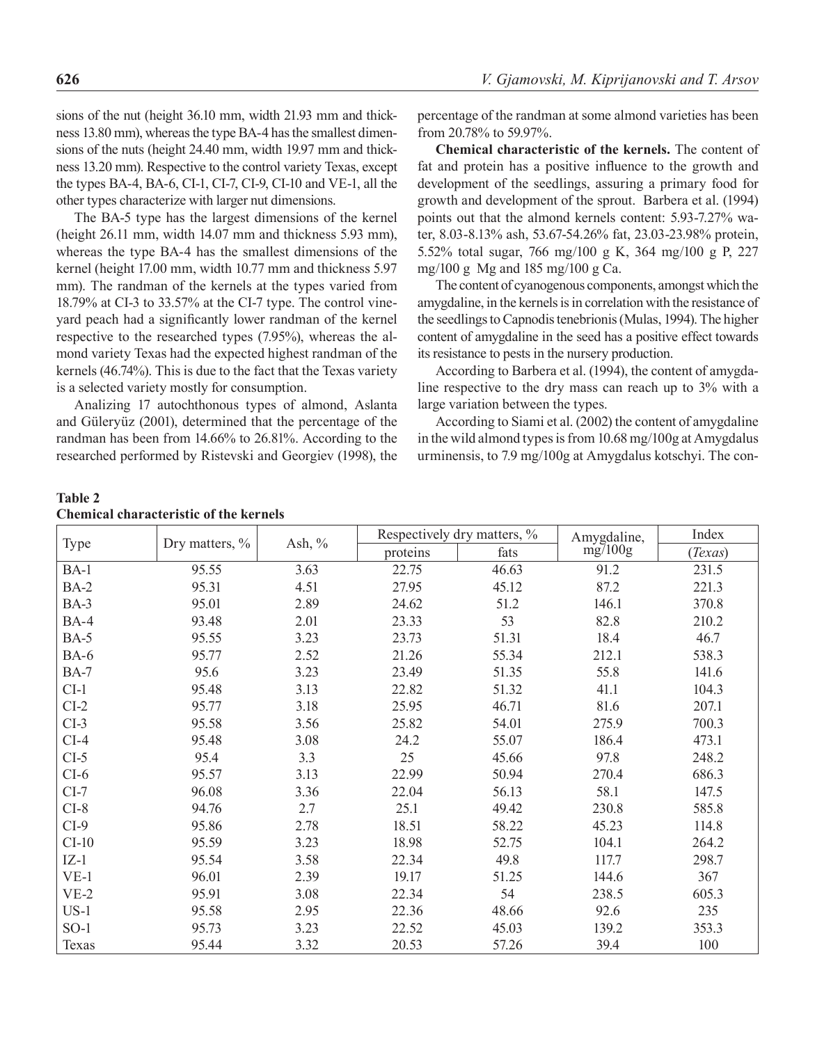sions of the nut (height 36.10 mm, width 21.93 mm and thickness 13.80 mm), whereas the type BA-4 has the smallest dimensions of the nuts (height 24.40 mm, width 19.97 mm and thickness 13.20 mm). Respective to the control variety Texas, except the types BA-4, BA-6, CI-1, CI-7, CI-9, CI-10 and VE-1, all the other types characterize with larger nut dimensions.

The BA-5 type has the largest dimensions of the kernel (height 26.11 mm, width 14.07 mm and thickness 5.93 mm), whereas the type BA-4 has the smallest dimensions of the kernel (height 17.00 mm, width 10.77 mm and thickness 5.97 mm). The randman of the kernels at the types varied from 18.79% at CI-3 to 33.57% at the CI-7 type. The control vineyard peach had a significantly lower randman of the kernel respective to the researched types (7.95%), whereas the almond variety Texas had the expected highest randman of the kernels (46.74%). This is due to the fact that the Texas variety is a selected variety mostly for consumption.

Analizing 17 autochthonous types of almond, Aslanta and Güleryüz (2001), determined that the percentage of the randman has been from 14.66% to 26.81%. According to the researched performed by Ristevski and Georgiev (1998), the percentage of the randman at some almond varieties has been from 20.78% to 59.97%.

**Chemical characteristic of the kernels.** The content of fat and protein has a positive influence to the growth and development of the seedlings, assuring a primary food for growth and development of the sprout. Barbera et al. (1994) points out that the almond kernels content: 5.93-7.27% water, 8.03-8.13% ash, 53.67-54.26% fat, 23.03-23.98% protein, 5.52% total sugar, 766 mg/100 g K, 364 mg/100 g P, 227 mg/100 g Mg and 185 mg/100 g Ca.

The content of cyanogenous components, amongst which the amygdaline, in the kernels is in correlation with the resistance of the seedlings to Capnodis tenebrionis (Mulas, 1994). The higher content of amygdaline in the seed has a positive effect towards its resistance to pests in the nursery production.

According to Barbera et al. (1994), the content of amygdaline respective to the dry mass can reach up to 3% with a large variation between the types.

According to Siami et al. (2002) the content of amygdaline in the wild almond types is from 10.68 mg/100g at Amygdalus urminensis, to 7.9 mg/100g at Amygdalus kotschyi. The con-

**Table 2**
**Chemical characteristic of the kernels**

| Type | Dry matters, % | Ash, % | Respectively dry matters, % | | Amygdaline, mg/100g | Index |
|---|---|---|---|---|---|---|
| | | | proteins | fats | | (*Texas*) |
| BA-1 | 95.55 | 3.63 | 22.75 | 46.63 | 91.2 | 231.5 |
| BA-2 | 95.31 | 4.51 | 27.95 | 45.12 | 87.2 | 221.3 |
| BA-3 | 95.01 | 2.89 | 24.62 | 51.2 | 146.1 | 370.8 |
| BA-4 | 93.48 | 2.01 | 23.33 | 53 | 82.8 | 210.2 |
| BA-5 | 95.55 | 3.23 | 23.73 | 51.31 | 18.4 | 46.7 |
| BA-6 | 95.77 | 2.52 | 21.26 | 55.34 | 212.1 | 538.3 |
| BA-7 | 95.6 | 3.23 | 23.49 | 51.35 | 55.8 | 141.6 |
| CI-1 | 95.48 | 3.13 | 22.82 | 51.32 | 41.1 | 104.3 |
| CI-2 | 95.77 | 3.18 | 25.95 | 46.71 | 81.6 | 207.1 |
| CI-3 | 95.58 | 3.56 | 25.82 | 54.01 | 275.9 | 700.3 |
| CI-4 | 95.48 | 3.08 | 24.2 | 55.07 | 186.4 | 473.1 |
| CI-5 | 95.4 | 3.3 | 25 | 45.66 | 97.8 | 248.2 |
| CI-6 | 95.57 | 3.13 | 22.99 | 50.94 | 270.4 | 686.3 |
| CI-7 | 96.08 | 3.36 | 22.04 | 56.13 | 58.1 | 147.5 |
| CI-8 | 94.76 | 2.7 | 25.1 | 49.42 | 230.8 | 585.8 |
| CI-9 | 95.86 | 2.78 | 18.51 | 58.22 | 45.23 | 114.8 |
| CI-10 | 95.59 | 3.23 | 18.98 | 52.75 | 104.1 | 264.2 |
| IZ-1 | 95.54 | 3.58 | 22.34 | 49.8 | 117.7 | 298.7 |
| VE-1 | 96.01 | 2.39 | 19.17 | 51.25 | 144.6 | 367 |
| VE-2 | 95.91 | 3.08 | 22.34 | 54 | 238.5 | 605.3 |
| US-1 | 95.58 | 2.95 | 22.36 | 48.66 | 92.6 | 235 |
| SO-1 | 95.73 | 3.23 | 22.52 | 45.03 | 139.2 | 353.3 |
| Texas | 95.44 | 3.32 | 20.53 | 57.26 | 39.4 | 100 |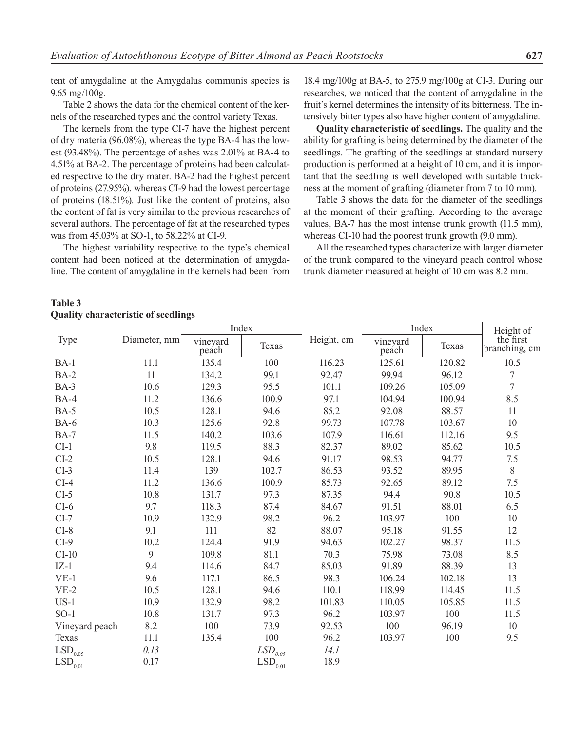tent of amygdaline at the Amygdalus communis species is 9.65 mg/100g.

Table 2 shows the data for the chemical content of the kernels of the researched types and the control variety Texas.

The kernels from the type CI-7 have the highest percent of dry materia (96.08%), whereas the type BA-4 has the lowest (93.48%). The percentage of ashes was 2.01% at BA-4 to 4.51% at BA-2. The percentage of proteins had been calculated respective to the dry mater. BA-2 had the highest percent of proteins (27.95%), whereas CI-9 had the lowest percentage of proteins (18.51%). Just like the content of proteins, also the content of fat is very similar to the previous researches of several authors. The percentage of fat at the researched types was from 45.03% at SO-1, to 58.22% at CI-9.

The highest variability respective to the type's chemical content had been noticed at the determination of amygdaline. The content of amygdaline in the kernels had been from 18.4 mg/100g at BA-5, to 275.9 mg/100g at CI-3. During our researches, we noticed that the content of amygdaline in the fruit's kernel determines the intensity of its bitterness. The intensively bitter types also have higher content of amygdaline.

**Quality characteristic of seedlings.** The quality and the ability for grafting is being determined by the diameter of the seedlings. The grafting of the seedlings at standard nursery production is performed at a height of 10 cm, and it is important that the seedling is well developed with suitable thickness at the moment of grafting (diameter from 7 to 10 mm).

Table 3 shows the data for the diameter of the seedlings at the moment of their grafting. According to the average values, BA-7 has the most intense trunk growth (11.5 mm), whereas CI-10 had the poorest trunk growth (9.0 mm).

All the researched types characterize with larger diameter of the trunk compared to the vineyard peach control whose trunk diameter measured at height of 10 cm was 8.2 mm.

**Table 3**
**Quality characteristic of seedlings**

| Type | Diameter, mm | Index | | Height, cm | Index | | Height of the first branching, cm |
|---|---|---|---|---|---|---|---|
| | | vineyard peach | Texas | | vineyard peach | Texas | |
| BA-1 | 11.1 | 135.4 | 100 | 116.23 | 125.61 | 120.82 | 10.5 |
| BA-2 | 11 | 134.2 | 99.1 | 92.47 | 99.94 | 96.12 | 7 |
| BA-3 | 10.6 | 129.3 | 95.5 | 101.1 | 109.26 | 105.09 | 7 |
| BA-4 | 11.2 | 136.6 | 100.9 | 97.1 | 104.94 | 100.94 | 8.5 |
| BA-5 | 10.5 | 128.1 | 94.6 | 85.2 | 92.08 | 88.57 | 11 |
| BA-6 | 10.3 | 125.6 | 92.8 | 99.73 | 107.78 | 103.67 | 10 |
| BA-7 | 11.5 | 140.2 | 103.6 | 107.9 | 116.61 | 112.16 | 9.5 |
| CI-1 | 9.8 | 119.5 | 88.3 | 82.37 | 89.02 | 85.62 | 10.5 |
| CI-2 | 10.5 | 128.1 | 94.6 | 91.17 | 98.53 | 94.77 | 7.5 |
| CI-3 | 11.4 | 139 | 102.7 | 86.53 | 93.52 | 89.95 | 8 |
| CI-4 | 11.2 | 136.6 | 100.9 | 85.73 | 92.65 | 89.12 | 7.5 |
| CI-5 | 10.8 | 131.7 | 97.3 | 87.35 | 94.4 | 90.8 | 10.5 |
| CI-6 | 9.7 | 118.3 | 87.4 | 84.67 | 91.51 | 88.01 | 6.5 |
| CI-7 | 10.9 | 132.9 | 98.2 | 96.2 | 103.97 | 100 | 10 |
| CI-8 | 9.1 | 111 | 82 | 88.07 | 95.18 | 91.55 | 12 |
| CI-9 | 10.2 | 124.4 | 91.9 | 94.63 | 102.27 | 98.37 | 11.5 |
| CI-10 | 9 | 109.8 | 81.1 | 70.3 | 75.98 | 73.08 | 8.5 |
| IZ-1 | 9.4 | 114.6 | 84.7 | 85.03 | 91.89 | 88.39 | 13 |
| VE-1 | 9.6 | 117.1 | 86.5 | 98.3 | 106.24 | 102.18 | 13 |
| VE-2 | 10.5 | 128.1 | 94.6 | 110.1 | 118.99 | 114.45 | 11.5 |
| US-1 | 10.9 | 132.9 | 98.2 | 101.83 | 110.05 | 105.85 | 11.5 |
| SO-1 | 10.8 | 131.7 | 97.3 | 96.2 | 103.97 | 100 | 11.5 |
| Vineyard peach | 8.2 | 100 | 73.9 | 92.53 | 100 | 96.19 | 10 |
| Texas | 11.1 | 135.4 | 100 | 96.2 | 103.97 | 100 | 9.5 |
| $LSD_{0.05}$ | *0.13* | | $LSD_{0.05}$ | *14.1* | | | |
| $LSD_{0.01}$ | 0.17 | | $LSD_{0.01}$ | 18.9 | | | |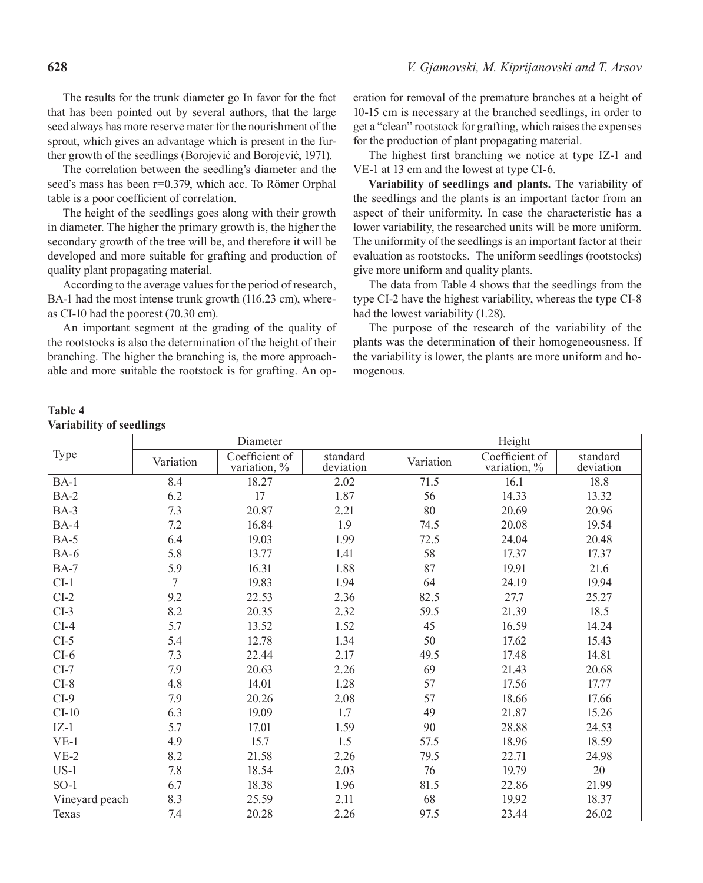The results for the trunk diameter go In favor for the fact that has been pointed out by several authors, that the large seed always has more reserve mater for the nourishment of the sprout, which gives an advantage which is present in the further growth of the seedlings (Borojević and Borojević, 1971).

The correlation between the seedling's diameter and the seed's mass has been r=0.379, which acc. To Römer Orphal table is a poor coefficient of correlation.

The height of the seedlings goes along with their growth in diameter. The higher the primary growth is, the higher the secondary growth of the tree will be, and therefore it will be developed and more suitable for grafting and production of quality plant propagating material.

According to the average values for the period of research, BA-1 had the most intense trunk growth (116.23 cm), whereas CI-10 had the poorest (70.30 cm).

An important segment at the grading of the quality of the rootstocks is also the determination of the height of their branching. The higher the branching is, the more approachable and more suitable the rootstock is for grafting. An operation for removal of the premature branches at a height of 10-15 cm is necessary at the branched seedlings, in order to get a "clean" rootstock for grafting, which raises the expenses for the production of plant propagating material.

The highest first branching we notice at type IZ-1 and VE-1 at 13 cm and the lowest at type CI-6.

**Variability of seedlings and plants.** The variability of the seedlings and the plants is an important factor from an aspect of their uniformity. In case the characteristic has a lower variability, the researched units will be more uniform. The uniformity of the seedlings is an important factor at their evaluation as rootstocks. The uniform seedlings (rootstocks) give more uniform and quality plants.

The data from Table 4 shows that the seedlings from the type CI-2 have the highest variability, whereas the type CI-8 had the lowest variability (1.28).

The purpose of the research of the variability of the plants was the determination of their homogeneousness. If the variability is lower, the plants are more uniform and homogenous.

**Table 4**
**Variability of seedlings**

| Type | Diameter | | | Height | | |
|---|---|---|---|---|---|---|
| | Variation | Coefficient of variation, % | standard deviation | Variation | Coefficient of variation, % | standard deviation |
| BA-1 | 8.4 | 18.27 | 2.02 | 71.5 | 16.1 | 18.8 |
| BA-2 | 6.2 | 17 | 1.87 | 56 | 14.33 | 13.32 |
| BA-3 | 7.3 | 20.87 | 2.21 | 80 | 20.69 | 20.96 |
| BA-4 | 7.2 | 16.84 | 1.9 | 74.5 | 20.08 | 19.54 |
| BA-5 | 6.4 | 19.03 | 1.99 | 72.5 | 24.04 | 20.48 |
| BA-6 | 5.8 | 13.77 | 1.41 | 58 | 17.37 | 17.37 |
| BA-7 | 5.9 | 16.31 | 1.88 | 87 | 19.91 | 21.6 |
| CI-1 | 7 | 19.83 | 1.94 | 64 | 24.19 | 19.94 |
| CI-2 | 9.2 | 22.53 | 2.36 | 82.5 | 27.7 | 25.27 |
| CI-3 | 8.2 | 20.35 | 2.32 | 59.5 | 21.39 | 18.5 |
| CI-4 | 5.7 | 13.52 | 1.52 | 45 | 16.59 | 14.24 |
| CI-5 | 5.4 | 12.78 | 1.34 | 50 | 17.62 | 15.43 |
| CI-6 | 7.3 | 22.44 | 2.17 | 49.5 | 17.48 | 14.81 |
| CI-7 | 7.9 | 20.63 | 2.26 | 69 | 21.43 | 20.68 |
| CI-8 | 4.8 | 14.01 | 1.28 | 57 | 17.56 | 17.77 |
| CI-9 | 7.9 | 20.26 | 2.08 | 57 | 18.66 | 17.66 |
| CI-10 | 6.3 | 19.09 | 1.7 | 49 | 21.87 | 15.26 |
| IZ-1 | 5.7 | 17.01 | 1.59 | 90 | 28.88 | 24.53 |
| VE-1 | 4.9 | 15.7 | 1.5 | 57.5 | 18.96 | 18.59 |
| VE-2 | 8.2 | 21.58 | 2.26 | 79.5 | 22.71 | 24.98 |
| US-1 | 7.8 | 18.54 | 2.03 | 76 | 19.79 | 20 |
| SO-1 | 6.7 | 18.38 | 1.96 | 81.5 | 22.86 | 21.99 |
| Vineyard peach | 8.3 | 25.59 | 2.11 | 68 | 19.92 | 18.37 |
| Texas | 7.4 | 20.28 | 2.26 | 97.5 | 23.44 | 26.02 |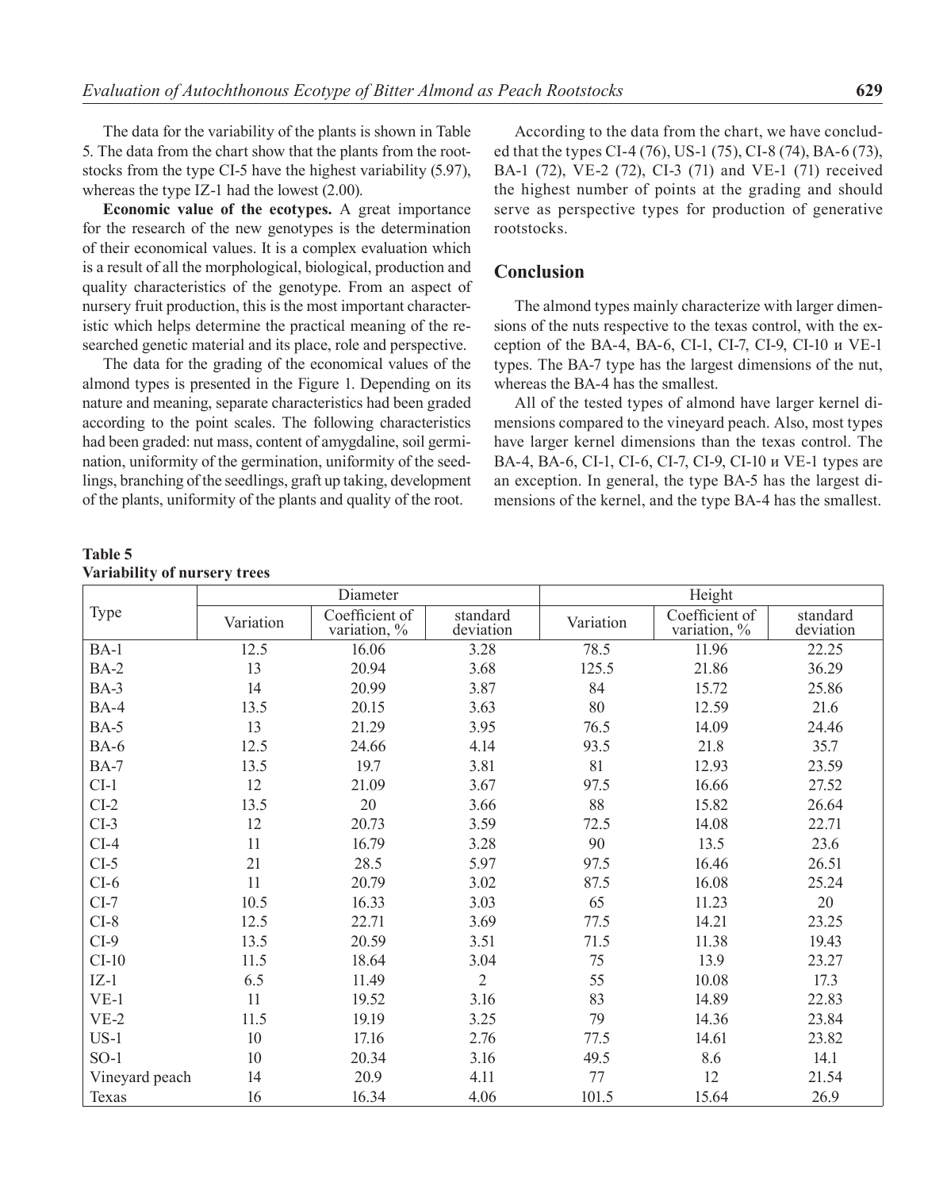The data for the variability of the plants is shown in Table 5. The data from the chart show that the plants from the rootstocks from the type CI-5 have the highest variability (5.97), whereas the type IZ-1 had the lowest (2.00).

**Economic value of the ecotypes.** A great importance for the research of the new genotypes is the determination of their economical values. It is a complex evaluation which is a result of all the morphological, biological, production and quality characteristics of the genotype. From an aspect of nursery fruit production, this is the most important characteristic which helps determine the practical meaning of the researched genetic material and its place, role and perspective.

The data for the grading of the economical values of the almond types is presented in the Figure 1. Depending on its nature and meaning, separate characteristics had been graded according to the point scales. The following characteristics had been graded: nut mass, content of amygdaline, soil germination, uniformity of the germination, uniformity of the seedlings, branching of the seedlings, graft up taking, development of the plants, uniformity of the plants and quality of the root.

According to the data from the chart, we have concluded that the types CI-4 (76), US-1 (75), CI-8 (74), BA-6 (73), BA-1 (72), VE-2 (72), CI-3 (71) and VE-1 (71) received the highest number of points at the grading and should serve as perspective types for production of generative rootstocks.

## Conclusion

The almond types mainly characterize with larger dimensions of the nuts respective to the texas control, with the exception of the BA-4, BA-6, CI-1, CI-7, CI-9, CI-10 и VE-1 types. The BA-7 type has the largest dimensions of the nut, whereas the BA-4 has the smallest.

All of the tested types of almond have larger kernel dimensions compared to the vineyard peach. Also, most types have larger kernel dimensions than the texas control. The BA-4, BA-6, CI-1, CI-6, CI-7, CI-9, CI-10 и VE-1 types are an exception. In general, the type BA-5 has the largest dimensions of the kernel, and the type BA-4 has the smallest.

**Table 5**
**Variability of nursery trees**

| Type | Diameter | | | Height | | |
|---|---|---|---|---|---|---|
| | Variation | Coefficient of variation, % | standard deviation | Variation | Coefficient of variation, % | standard deviation |
| BA-1 | 12.5 | 16.06 | 3.28 | 78.5 | 11.96 | 22.25 |
| BA-2 | 13 | 20.94 | 3.68 | 125.5 | 21.86 | 36.29 |
| BA-3 | 14 | 20.99 | 3.87 | 84 | 15.72 | 25.86 |
| BA-4 | 13.5 | 20.15 | 3.63 | 80 | 12.59 | 21.6 |
| BA-5 | 13 | 21.29 | 3.95 | 76.5 | 14.09 | 24.46 |
| BA-6 | 12.5 | 24.66 | 4.14 | 93.5 | 21.8 | 35.7 |
| BA-7 | 13.5 | 19.7 | 3.81 | 81 | 12.93 | 23.59 |
| CI-1 | 12 | 21.09 | 3.67 | 97.5 | 16.66 | 27.52 |
| CI-2 | 13.5 | 20 | 3.66 | 88 | 15.82 | 26.64 |
| CI-3 | 12 | 20.73 | 3.59 | 72.5 | 14.08 | 22.71 |
| CI-4 | 11 | 16.79 | 3.28 | 90 | 13.5 | 23.6 |
| CI-5 | 21 | 28.5 | 5.97 | 97.5 | 16.46 | 26.51 |
| CI-6 | 11 | 20.79 | 3.02 | 87.5 | 16.08 | 25.24 |
| CI-7 | 10.5 | 16.33 | 3.03 | 65 | 11.23 | 20 |
| CI-8 | 12.5 | 22.71 | 3.69 | 77.5 | 14.21 | 23.25 |
| CI-9 | 13.5 | 20.59 | 3.51 | 71.5 | 11.38 | 19.43 |
| CI-10 | 11.5 | 18.64 | 3.04 | 75 | 13.9 | 23.27 |
| IZ-1 | 6.5 | 11.49 | 2 | 55 | 10.08 | 17.3 |
| VE-1 | 11 | 19.52 | 3.16 | 83 | 14.89 | 22.83 |
| VE-2 | 11.5 | 19.19 | 3.25 | 79 | 14.36 | 23.84 |
| US-1 | 10 | 17.16 | 2.76 | 77.5 | 14.61 | 23.82 |
| SO-1 | 10 | 20.34 | 3.16 | 49.5 | 8.6 | 14.1 |
| Vineyard peach | 14 | 20.9 | 4.11 | 77 | 12 | 21.54 |
| Texas | 16 | 16.34 | 4.06 | 101.5 | 15.64 | 26.9 |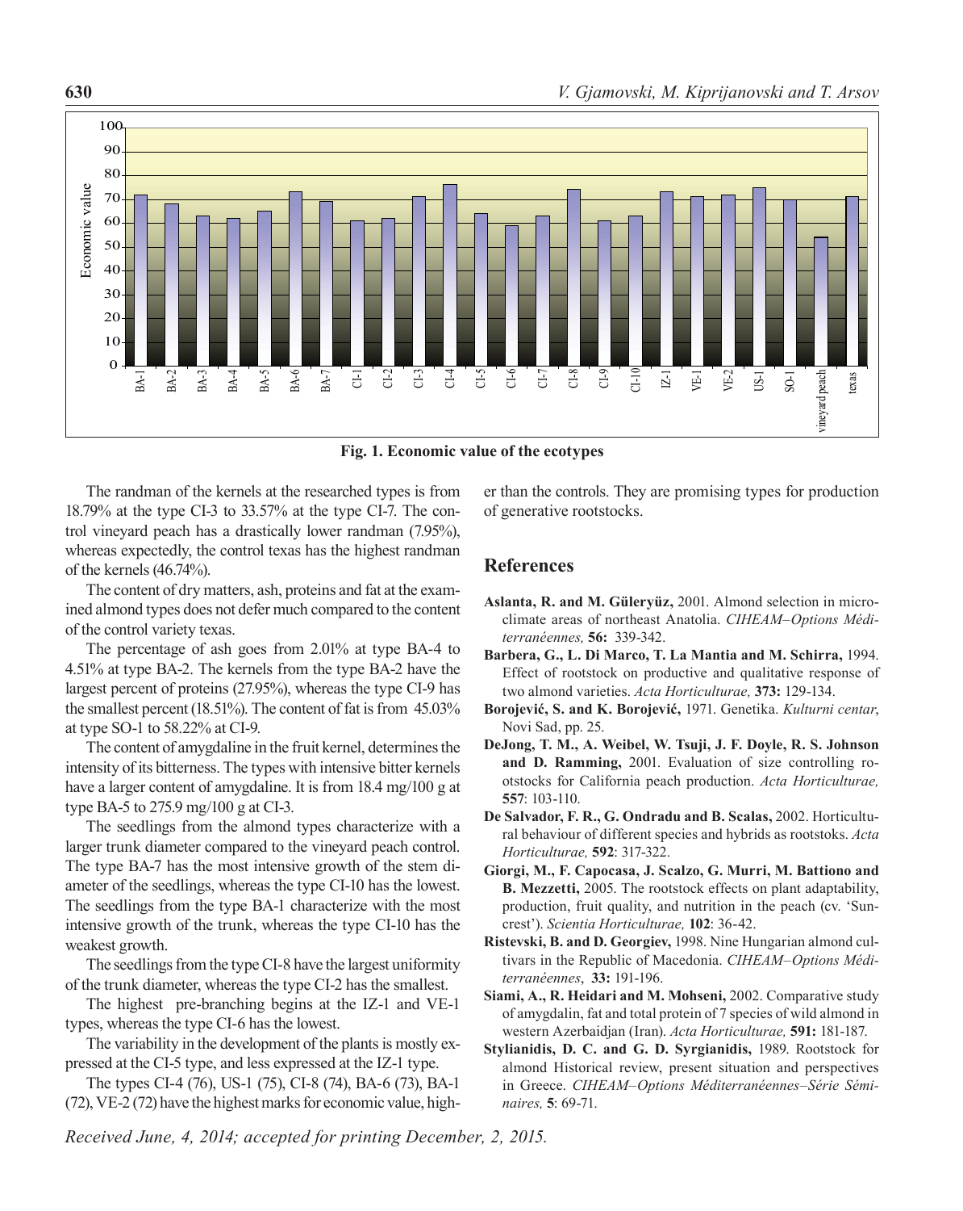Economic value

100
90
80
70
60
50
40
30
20
10
0

BA-1
BA-2
BA-3
BA-4
BA-5
BA-6
BA-7
CI-1
CI-2
CI-3
CI-4
CI-5
CI-6
CI-7
CI-8
CI-9
CI-10
IZ-1
VE-1
VE-2
US-1
SO-1
vineyard peach
texas

**Fig. 1. Economic value of the ecotypes**

The randman of the kernels at the researched types is from 18.79% at the type CI-3 to 33.57% at the type CI-7. The control vineyard peach has a drastically lower randman (7.95%), whereas expectedly, the control texas has the highest randman of the kernels (46.74%).

The content of dry matters, ash, proteins and fat at the examined almond types does not defer much compared to the content of the control variety texas.

The percentage of ash goes from 2.01% at type BA-4 to 4.51% at type BA-2. The kernels from the type BA-2 have the largest percent of proteins (27.95%), whereas the type CI-9 has the smallest percent (18.51%). The content of fat is from 45.03% at type SO-1 to 58.22% at CI-9.

The content of amygdaline in the fruit kernel, determines the intensity of its bitterness. The types with intensive bitter kernels have a larger content of amygdaline. It is from 18.4 mg/100 g at type BA-5 to 275.9 mg/100 g at CI-3.

The seedlings from the almond types characterize with a larger trunk diameter compared to the vineyard peach control. The type BA-7 has the most intensive growth of the stem diameter of the seedlings, whereas the type CI-10 has the lowest. The seedlings from the type BA-1 characterize with the most intensive growth of the trunk, whereas the type CI-10 has the weakest growth.

The seedlings from the type CI-8 have the largest uniformity of the trunk diameter, whereas the type CI-2 has the smallest.

The highest pre-branching begins at the IZ-1 and VE-1 types, whereas the type CI-6 has the lowest.

The variability in the development of the plants is mostly expressed at the CI-5 type, and less expressed at the IZ-1 type.

The types CI-4 (76), US-1 (75), CI-8 (74), BA-6 (73), BA-1 (72), VE-2 (72) have the highest marks for economic value, higher than the controls. They are promising types for production of generative rootstocks.

## References

**Aslanta, R. and M. Güleryüz,** 2001. Almond selection in microclimate areas of northeast Anatolia. *CIHEAM–Options Méditerranéennes,* **56:** 339-342.

**Barbera, G., L. Di Marco, T. La Mantia and M. Schirra,** 1994. Effect of rootstock on productive and qualitative response of two almond varieties. *Acta Horticulturae,* **373:** 129-134.

**Borojević, S. and K. Borojević,** 1971. Genetika. *Kulturni centar*, Novi Sad, pp. 25.

**DeJong, T. M., A. Weibel, W. Tsuji, J. F. Doyle, R. S. Johnson and D. Ramming,** 2001. Evaluation of size controlling rootstocks for California peach production. *Acta Horticulturae,* **557**: 103-110.

**De Salvador, F. R., G. Ondradu and B. Scalas,** 2002. Horticultural behaviour of different species and hybrids as rootstoks. *Acta Horticulturae,* **592**: 317-322.

**Giorgi, M., F. Capocasa, J. Scalzo, G. Murri, M. Battiono and B. Mezzetti,** 2005. The rootstock effects on plant adaptability, production, fruit quality, and nutrition in the peach (cv. 'Suncrest'). *Scientia Horticulturae,* **102**: 36-42.

**Ristevski, B. and D. Georgiev,** 1998. Nine Hungarian almond cultivars in the Republic of Macedonia. *CIHEAM–Options Méditerranéennes*, **33:** 191-196.

**Siami, A., R. Heidari and M. Mohseni,** 2002. Comparative study of amygdalin, fat and total protein of 7 species of wild almond in western Azerbaidjan (Iran). *Acta Horticulturae,* **591:** 181-187.

**Stylianidis, D. C. and G. D. Syrgianidis,** 1989. Rootstock for almond Historical review, present situation and perspectives in Greece. *CIHEAM–Options Méditerranéennes–Série Séminaires,* **5**: 69-71.

*Received June, 4, 2014; accepted for printing December, 2, 2015.*